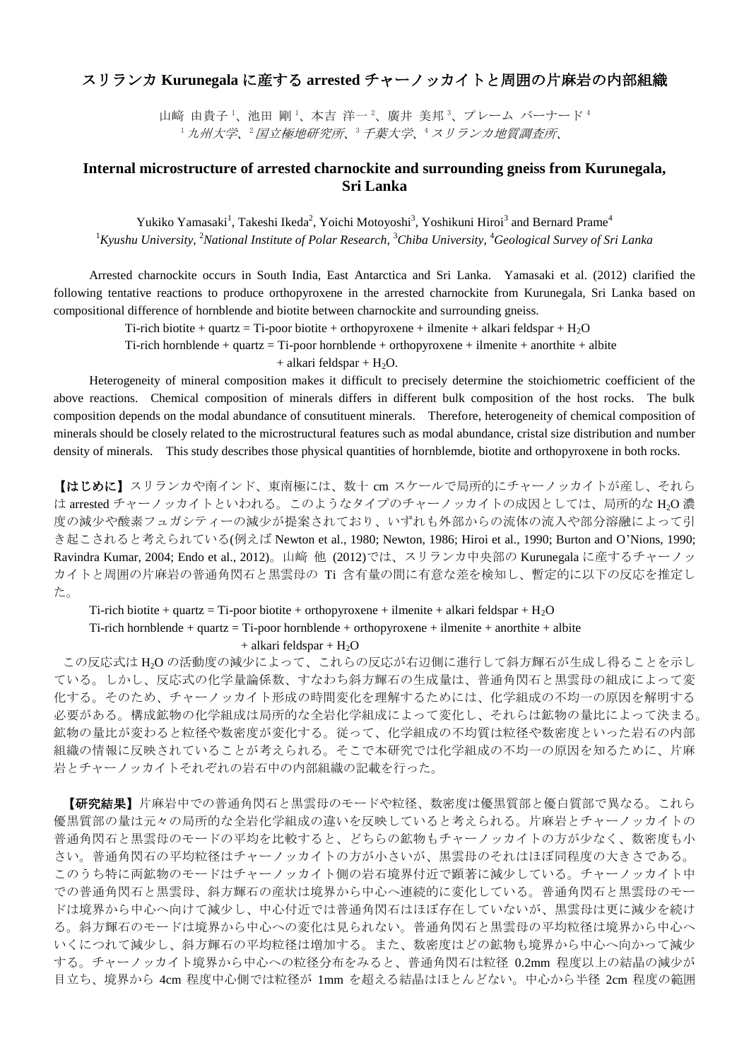# スリランカ Kurunegala に産する arrested チャーノッカイトと周囲の片麻岩の内部組織

山﨑 由貴子[1]、池田 剛[1]、本吉 洋一[2]、廣井 美邦[3]、プレーム バーナード[4]

[1] *九州大学*、[2] *国立極地研究所*、[3] *千葉大学*、[4] *スリランカ地質調査所*、

## Internal microstructure of arrested charnockite and surrounding gneiss from Kurunegala, Sri Lanka

Yukiko Yamasaki[1], Takeshi Ikeda[2], Yoichi Motoyoshi[3], Yoshikuni Hiroi[3] and Bernard Prame[4]

[1]*Kyushu University,* [2]*National Institute of Polar Research,* [3]*Chiba University,* [4]*Geological Survey of Sri Lanka*

Arrested charnockite occurs in South India, East Antarctica and Sri Lanka. Yamasaki et al. (2012) clarified the following tentative reactions to produce orthopyroxene in the arrested charnockite from Kurunegala, Sri Lanka based on compositional difference of hornblende and biotite between charnockite and surrounding gneiss.

Ti-rich biotite + quartz = Ti-poor biotite + orthopyroxene + ilmenite + alkari feldspar + $H_2O$

Ti-rich hornblende + quartz = Ti-poor hornblende + orthopyroxene + ilmenite + anorthite + albite + alkari feldspar + $H_2O$.

Heterogeneity of mineral composition makes it difficult to precisely determine the stoichiometric coefficient of the above reactions. Chemical composition of minerals differs in different bulk composition of the host rocks. The bulk composition depends on the modal abundance of consutituent minerals. Therefore, heterogeneity of chemical composition of minerals should be closely related to the microstructural features such as modal abundance, cristal size distribution and number density of minerals. This study describes those physical quantities of hornblemde, biotite and orthopyroxene in both rocks.

**【はじめに】**スリランカや南インド、東南極には、数十 cm スケールで局所的にチャーノッカイトが産し、それらは arrested チャーノッカイトといわれる。このようなタイプのチャーノッカイトの成因としては、局所的な $H_2O$ 濃度の減少や酸素フュガシティーの減少が提案されており、いずれも外部からの流体の流入や部分溶融によって引き起こされると考えられている(例えば Newton et al., 1980; Newton, 1986; Hiroi et al., 1990; Burton and O'Nions, 1990; Ravindra Kumar, 2004; Endo et al., 2012)。山﨑 他 (2012)では、スリランカ中央部の Kurunegala に産するチャーノッカイトと周囲の片麻岩の普通角閃石と黒雲母の Ti 含有量の間に有意な差を検知し、暫定的に以下の反応を推定した。

Ti-rich biotite + quartz = Ti-poor biotite + orthopyroxene + ilmenite + alkari feldspar + $H_2O$

Ti-rich hornblende + quartz = Ti-poor hornblende + orthopyroxene + ilmenite + anorthite + albite + alkari feldspar + $H_2O$

この反応式は $H_2O$ の活動度の減少によって、これらの反応が右辺側に進行して斜方輝石が生成し得ることを示している。しかし、反応式の化学量論係数、すなわち斜方輝石の生成量は、普通角閃石と黒雲母の組成によって変化する。そのため、チャーノッカイト形成の時間変化を理解するためには、化学組成の不均一の原因を解明する必要がある。構成鉱物の化学組成は局所的な全岩化学組成によって変化し、それらは鉱物の量比によって決まる。鉱物の量比が変わると粒径や数密度が変化する。従って、化学組成の不均質は粒径や数密度といった岩石の内部組織の情報に反映されていることが考えられる。そこで本研究では化学組成の不均一の原因を知るために、片麻岩とチャーノッカイトそれぞれの岩石中の内部組織の記載を行った。

**【研究結果】**片麻岩中での普通角閃石と黒雲母のモードや粒径、数密度は優黒質部と優白質部で異なる。これら優黒質部の量は元々の局所的な全岩化学組成の違いを反映していると考えられる。片麻岩とチャーノッカイトの普通角閃石と黒雲母のモードの平均を比較すると、どちらの鉱物もチャーノッカイトの方が少なく、数密度も小さい。普通角閃石の平均粒径はチャーノッカイトの方が小さいが、黒雲母のそれはほぼ同程度の大きさである。このうち特に両鉱物のモードはチャーノッカイト側の岩石境界付近で顕著に減少している。チャーノッカイト中での普通角閃石と黒雲母、斜方輝石の産状は境界から中心へ連続的に変化している。普通角閃石と黒雲母のモードは境界から中心へ向けて減少し、中心付近では普通角閃石はほぼ存在していないが、黒雲母は更に減少を続ける。斜方輝石のモードは境界から中心への変化は見られない。普通角閃石と黒雲母の平均粒径は境界から中心へいくにつれて減少し、斜方輝石の平均粒径は増加する。また、数密度はどの鉱物も境界から中心へ向かって減少する。チャーノッカイト境界から中心への粒径分布をみると、普通角閃石は粒径 0.2mm 程度以上の結晶の減少が目立ち、境界から 4cm 程度中心側では粒径が 1mm を超える結晶はほとんどない。中心から半径 2cm 程度の範囲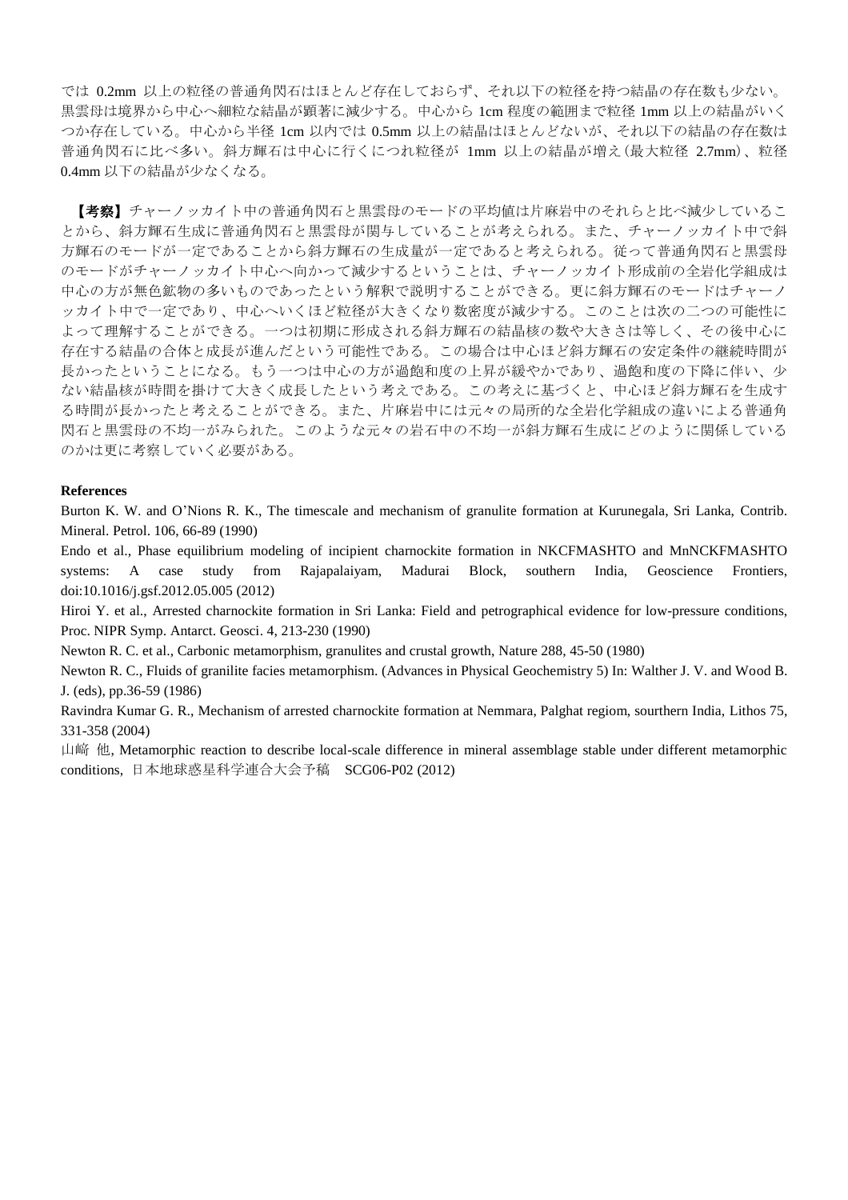では 0.2mm 以上の粒径の普通角閃石はほとんど存在しておらず、それ以下の粒径を持つ結晶の存在数も少ない。黒雲母は境界から中心へ細粒な結晶が顕著に減少する。中心から 1cm 程度の範囲まで粒径 1mm 以上の結晶がいくつか存在している。中心から半径 1cm 以内では 0.5mm 以上の結晶はほとんどないが、それ以下の結晶の存在数は普通角閃石に比べ多い。斜方輝石は中心に行くにつれ粒径が 1mm 以上の結晶が増え（最大粒径 2.7mm）、粒径 0.4mm 以下の結晶が少なくなる。

**【考察】**チャーノッカイト中の普通角閃石と黒雲母のモードの平均値は片麻岩中のそれらと比べ減少していることから、斜方輝石生成に普通角閃石と黒雲母が関与していることが考えられる。また、チャーノッカイト中で斜方輝石のモードが一定であることから斜方輝石の生成量が一定であると考えられる。従って普通角閃石と黒雲母のモードがチャーノッカイト中心へ向かって減少するということは、チャーノッカイト形成前の全岩化学組成は中心の方が無色鉱物の多いものであったという解釈で説明することができる。更に斜方輝石のモードはチャーノッカイト中で一定であり、中心へいくほど粒径が大きくなり数密度が減少する。このことは次の二つの可能性によって理解することができる。一つは初期に形成される斜方輝石の結晶核の数や大きさは等しく、その後中心に存在する結晶の合体と成長が進んだという可能性である。この場合は中心ほど斜方輝石の安定条件の継続時間が長かったということになる。もう一つは中心の方が過飽和度の上昇が緩やかであり、過飽和度の下降に伴い、少ない結晶核が時間を掛けて大きく成長したという考えである。この考えに基づくと、中心ほど斜方輝石を生成する時間が長かったと考えることができる。また、片麻岩中には元々の局所的な全岩化学組成の違いによる普通角閃石と黒雲母の不均一がみられた。このような元々の岩石中の不均一が斜方輝石生成にどのように関係しているのかは更に考察していく必要がある。

**References**

Burton K. W. and O'Nions R. K., The timescale and mechanism of granulite formation at Kurunegala, Sri Lanka, Contrib. Mineral. Petrol. 106, 66-89 (1990)

Endo et al., Phase equilibrium modeling of incipient charnockite formation in NKCFMASHTO and MnNCKFMASHTO systems: A case study from Rajapalaiyam, Madurai Block, southern India, Geoscience Frontiers, doi:10.1016/j.gsf.2012.05.005 (2012)

Hiroi Y. et al., Arrested charnockite formation in Sri Lanka: Field and petrographical evidence for low-pressure conditions, Proc. NIPR Symp. Antarct. Geosci. 4, 213-230 (1990)

Newton R. C. et al., Carbonic metamorphism, granulites and crustal growth, Nature 288, 45-50 (1980)

Newton R. C., Fluids of granilite facies metamorphism. (Advances in Physical Geochemistry 5) In: Walther J. V. and Wood B. J. (eds), pp.36-59 (1986)

Ravindra Kumar G. R., Mechanism of arrested charnockite formation at Nemmara, Palghat regiom, sourthern India, Lithos 75, 331-358 (2004)

山﨑 他, Metamorphic reaction to describe local-scale difference in mineral assemblage stable under different metamorphic conditions, 日本地球惑星科学連合大会予稿　SCG06-P02 (2012)